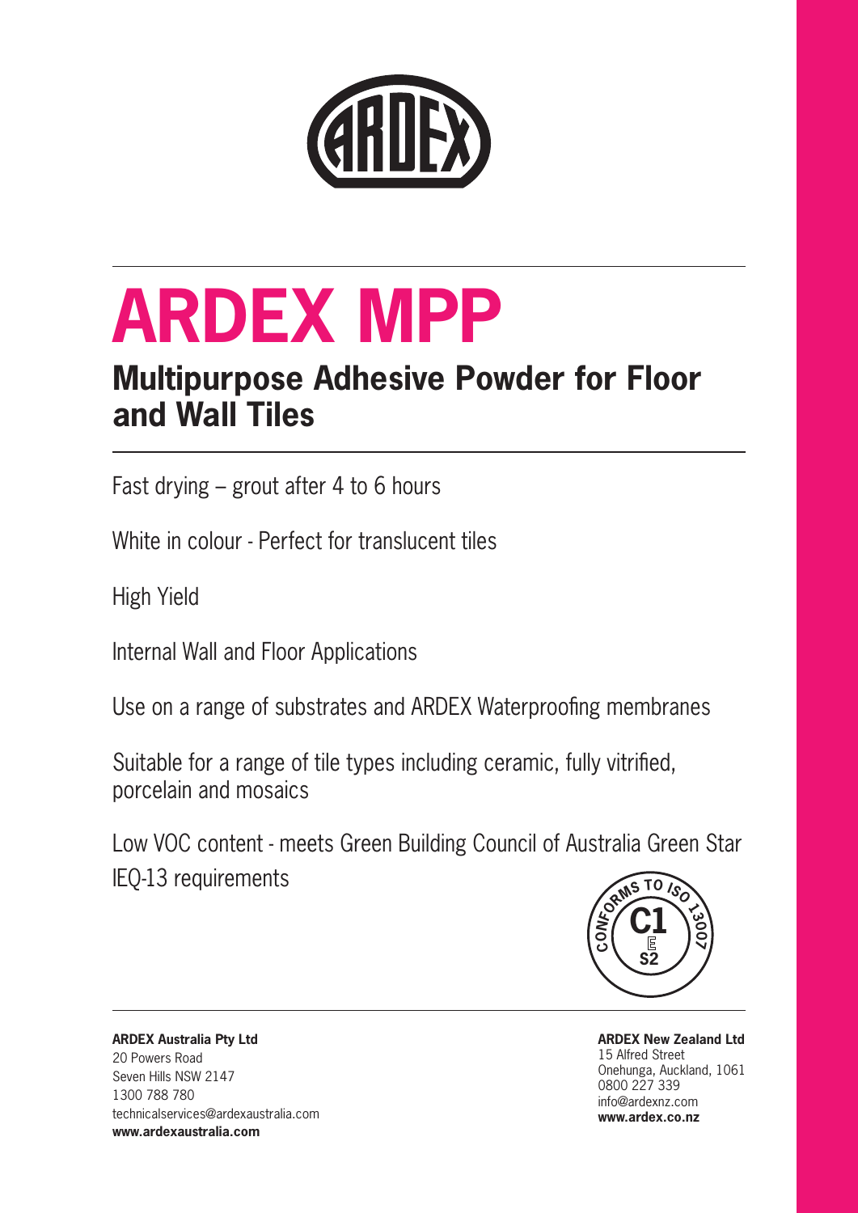# ARDEX MPP

## Multipurpose Adhesive Powder for Floor and Wall Tiles

Fast drying – grout after 4 to 6 hours

White in colour - Perfect for translucent tiles

High Yield

Internal Wall and Floor Applications

Use on a range of substrates and ARDEX Waterproofing membranes

Suitable for a range of tile types including ceramic, fully vitrified, porcelain and mosaics

Low VOC content - meets Green Building Council of Australia Green Star IEQ-13 requirements

CONFORMS TO ISO 13007 C1 E S2

**ARDEX Australia Pty Ltd**
20 Powers Road
Seven Hills NSW 2147
1300 788 780
technicalservices@ardexaustralia.com
**www.ardexaustralia.com**

**ARDEX New Zealand Ltd**
15 Alfred Street
Onehunga, Auckland, 1061
0800 227 339
info@ardexnz.com
**www.ardex.co.nz**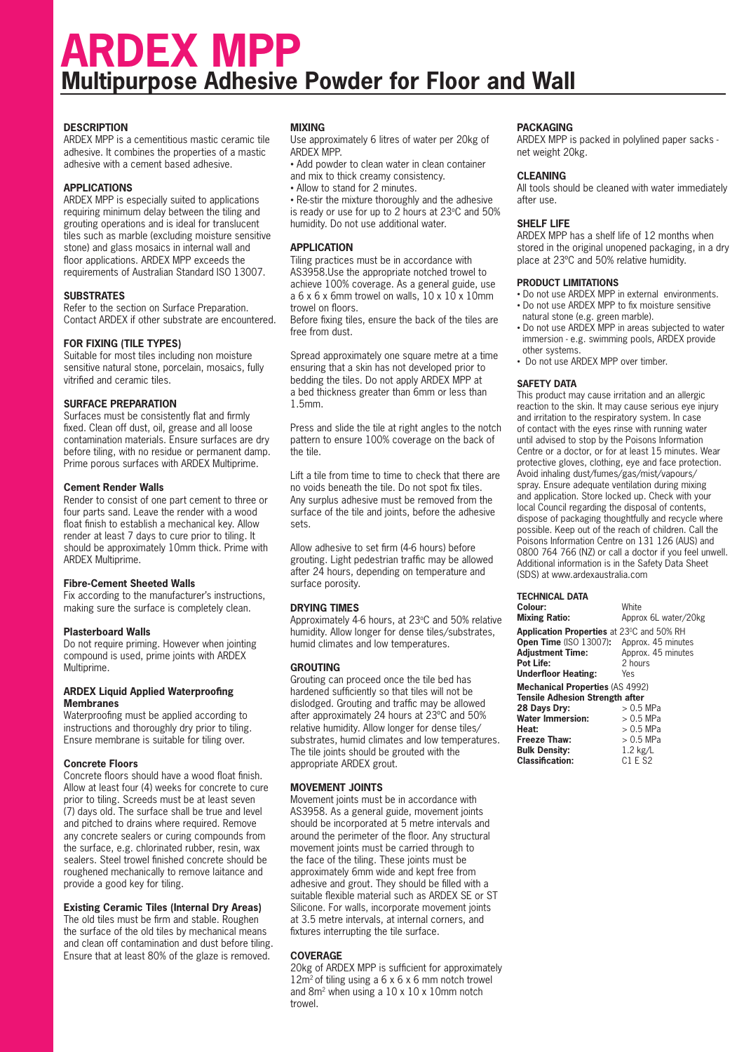// ARDEX MPP
## Multipurpose Adhesive Powder for Floor and Wall

### DESCRIPTION

ARDEX MPP is a cementitious mastic ceramic tile adhesive. It combines the properties of a mastic adhesive with a cement based adhesive.

### APPLICATIONS

ARDEX MPP is especially suited to applications requiring minimum delay between the tiling and grouting operations and is ideal for translucent tiles such as marble (excluding moisture sensitive stone) and glass mosaics in internal wall and floor applications. ARDEX MPP exceeds the requirements of Australian Standard ISO 13007.

### SUBSTRATES

Refer to the section on Surface Preparation. Contact ARDEX if other substrate are encountered.

### FOR FIXING (TILE TYPES)

Suitable for most tiles including non moisture sensitive natural stone, porcelain, mosaics, fully vitrified and ceramic tiles.

### SURFACE PREPARATION

Surfaces must be consistently flat and firmly fixed. Clean off dust, oil, grease and all loose contamination materials. Ensure surfaces are dry before tiling, with no residue or permanent damp. Prime porous surfaces with ARDEX Multiprime.

#### Cement Render Walls

Render to consist of one part cement to three or four parts sand. Leave the render with a wood float finish to establish a mechanical key. Allow render at least 7 days to cure prior to tiling. It should be approximately 10mm thick. Prime with ARDEX Multiprime.

#### Fibre-Cement Sheeted Walls

Fix according to the manufacturer's instructions, making sure the surface is completely clean.

#### Plasterboard Walls

Do not require priming. However when jointing compound is used, prime joints with ARDEX Multiprime.

#### ARDEX Liquid Applied Waterproofing Membranes

Waterproofing must be applied according to instructions and thoroughly dry prior to tiling. Ensure membrane is suitable for tiling over.

#### Concrete Floors

Concrete floors should have a wood float finish. Allow at least four (4) weeks for concrete to cure prior to tiling. Screeds must be at least seven (7) days old. The surface shall be true and level and pitched to drains where required. Remove any concrete sealers or curing compounds from the surface, e.g. chlorinated rubber, resin, wax sealers. Steel trowel finished concrete should be roughened mechanically to remove laitance and provide a good key for tiling.

#### Existing Ceramic Tiles (Internal Dry Areas)

The old tiles must be firm and stable. Roughen the surface of the old tiles by mechanical means and clean off contamination and dust before tiling. Ensure that at least 80% of the glaze is removed.

### MIXING

Use approximately 6 litres of water per 20kg of ARDEX MPP.

- Add powder to clean water in clean container and mix to thick creamy consistency.
- Allow to stand for 2 minutes.
- Re-stir the mixture thoroughly and the adhesive is ready or use for up to 2 hours at 23°C and 50% humidity. Do not use additional water.

### APPLICATION

Tiling practices must be in accordance with AS3958.Use the appropriate notched trowel to achieve 100% coverage. As a general guide, use a 6 x 6 x 6mm trowel on walls, 10 x 10 x 10mm trowel on floors.

Before fixing tiles, ensure the back of the tiles are free from dust.

Spread approximately one square metre at a time ensuring that a skin has not developed prior to bedding the tiles. Do not apply ARDEX MPP at a bed thickness greater than 6mm or less than 1.5mm.

Press and slide the tile at right angles to the notch pattern to ensure 100% coverage on the back of the tile.

Lift a tile from time to time to check that there are no voids beneath the tile. Do not spot fix tiles. Any surplus adhesive must be removed from the surface of the tile and joints, before the adhesive sets.

Allow adhesive to set firm (4-6 hours) before grouting. Light pedestrian traffic may be allowed after 24 hours, depending on temperature and surface porosity.

### DRYING TIMES

Approximately 4-6 hours, at 23°C and 50% relative humidity. Allow longer for dense tiles/substrates, humid climates and low temperatures.

### GROUTING

Grouting can proceed once the tile bed has hardened sufficiently so that tiles will not be dislodged. Grouting and traffic may be allowed after approximately 24 hours at 23°C and 50% relative humidity. Allow longer for dense tiles/ substrates, humid climates and low temperatures. The tile joints should be grouted with the appropriate ARDEX grout.

### MOVEMENT JOINTS

Movement joints must be in accordance with AS3958. As a general guide, movement joints should be incorporated at 5 metre intervals and around the perimeter of the floor. Any structural movement joints must be carried through to the face of the tiling. These joints must be approximately 6mm wide and kept free from adhesive and grout. They should be filled with a suitable flexible material such as ARDEX SE or ST Silicone. For walls, incorporate movement joints at 3.5 metre intervals, at internal corners, and fixtures interrupting the tile surface.

### COVERAGE

20kg of ARDEX MPP is sufficient for approximately 12m² of tiling using a 6 x 6 x 6 mm notch trowel and 8m² when using a 10 x 10 x 10mm notch trowel.

### PACKAGING

ARDEX MPP is packed in polylined paper sacks - net weight 20kg.

### CLEANING

All tools should be cleaned with water immediately after use.

### SHELF LIFE

ARDEX MPP has a shelf life of 12 months when stored in the original unopened packaging, in a dry place at 23°C and 50% relative humidity.

### PRODUCT LIMITATIONS

- Do not use ARDEX MPP in external environments.
- Do not use ARDEX MPP to fix moisture sensitive natural stone (e.g. green marble).
- Do not use ARDEX MPP in areas subjected to water immersion - e.g. swimming pools, ARDEX provide other systems.
- Do not use ARDEX MPP over timber.

### SAFETY DATA

This product may cause irritation and an allergic reaction to the skin. It may cause serious eye injury and irritation to the respiratory system. In case of contact with the eyes rinse with running water until advised to stop by the Poisons Information Centre or a doctor, or for at least 15 minutes. Wear protective gloves, clothing, eye and face protection. Avoid inhaling dust/fumes/gas/mist/vapours/ spray. Ensure adequate ventilation during mixing and application. Store locked up. Check with your local Council regarding the disposal of contents, dispose of packaging thoughtfully and recycle where possible. Keep out of the reach of children. Call the Poisons Information Centre on 131 126 (AUS) and 0800 764 766 (NZ) or call a doctor if you feel unwell. Additional information is in the Safety Data Sheet (SDS) at www.ardexaustralia.com

### TECHNICAL DATA

| | |
|---|---|
| **Colour:** | White |
| **Mixing Ratio:** | Approx 6L water/20kg |
| **Application Properties** at 23°C and 50% RH | |
| **Open Time** (ISO 13007)**:** | Approx. 45 minutes |
| **Adjustment Time:** | Approx. 45 minutes |
| **Pot Life:** | 2 hours |
| **Underfloor Heating:** | Yes |
| **Mechanical Properties** (AS 4992) | |
| **Tensile Adhesion Strength after** | |
| **28 Days Dry:** | > 0.5 MPa |
| **Water Immersion:** | > 0.5 MPa |
| **Heat:** | > 0.5 MPa |
| **Freeze Thaw:** | > 0.5 MPa |
| **Bulk Density:** | 1.2 kg/L |
| **Classification:** | C1 E S2 |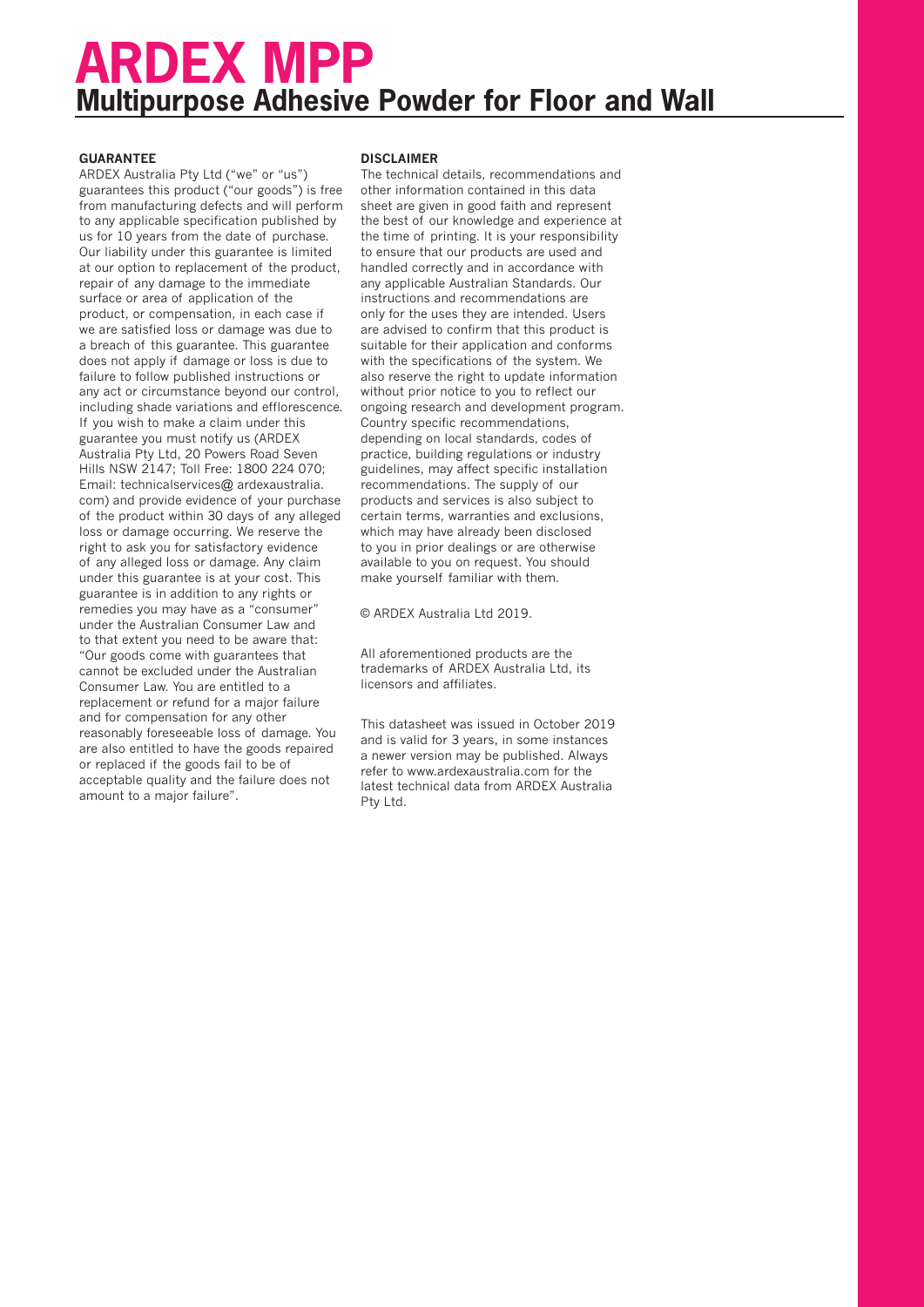# ARDEX MPP

## Multipurpose Adhesive Powder for Floor and Wall

**GUARANTEE**

ARDEX Australia Pty Ltd ("we" or "us") guarantees this product ("our goods") is free from manufacturing defects and will perform to any applicable specification published by us for 10 years from the date of purchase. Our liability under this guarantee is limited at our option to replacement of the product, repair of any damage to the immediate surface or area of application of the product, or compensation, in each case if we are satisfied loss or damage was due to a breach of this guarantee. This guarantee does not apply if damage or loss is due to failure to follow published instructions or any act or circumstance beyond our control, including shade variations and efflorescence. If you wish to make a claim under this guarantee you must notify us (ARDEX Australia Pty Ltd, 20 Powers Road Seven Hills NSW 2147; Toll Free: 1800 224 070; Email: technicalservices@ ardexaustralia.com) and provide evidence of your purchase of the product within 30 days of any alleged loss or damage occurring. We reserve the right to ask you for satisfactory evidence of any alleged loss or damage. Any claim under this guarantee is at your cost. This guarantee is in addition to any rights or remedies you may have as a "consumer" under the Australian Consumer Law and to that extent you need to be aware that: "Our goods come with guarantees that cannot be excluded under the Australian Consumer Law. You are entitled to a replacement or refund for a major failure and for compensation for any other reasonably foreseeable loss of damage. You are also entitled to have the goods repaired or replaced if the goods fail to be of acceptable quality and the failure does not amount to a major failure".

**DISCLAIMER**

The technical details, recommendations and other information contained in this data sheet are given in good faith and represent the best of our knowledge and experience at the time of printing. It is your responsibility to ensure that our products are used and handled correctly and in accordance with any applicable Australian Standards. Our instructions and recommendations are only for the uses they are intended. Users are advised to confirm that this product is suitable for their application and conforms with the specifications of the system. We also reserve the right to update information without prior notice to you to reflect our ongoing research and development program. Country specific recommendations, depending on local standards, codes of practice, building regulations or industry guidelines, may affect specific installation recommendations. The supply of our products and services is also subject to certain terms, warranties and exclusions, which may have already been disclosed to you in prior dealings or are otherwise available to you on request. You should make yourself familiar with them.

© ARDEX Australia Ltd 2019.

All aforementioned products are the trademarks of ARDEX Australia Ltd, its licensors and affiliates.

This datasheet was issued in October 2019 and is valid for 3 years, in some instances a newer version may be published. Always refer to www.ardexaustralia.com for the latest technical data from ARDEX Australia Pty Ltd.